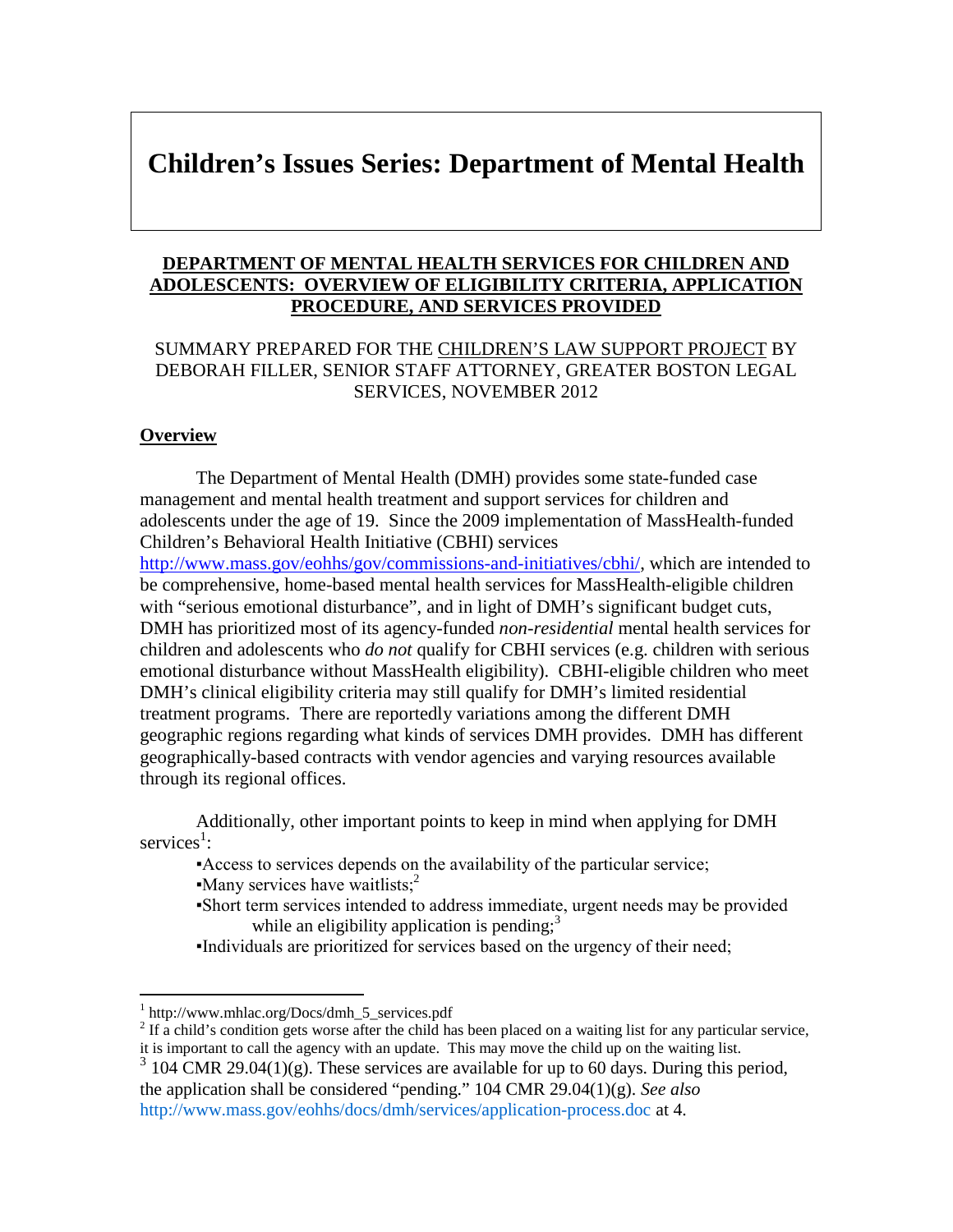# Children's Issues Series: Department of Mental Health

**DEPARTMENT OF MENTAL HEALTH SERVICES FOR CHILDREN AND ADOLESCENTS: OVERVIEW OF ELIGIBILITY CRITERIA, APPLICATION PROCEDURE, AND SERVICES PROVIDED**

SUMMARY PREPARED FOR THE CHILDREN'S LAW SUPPORT PROJECT BY DEBORAH FILLER, SENIOR STAFF ATTORNEY, GREATER BOSTON LEGAL SERVICES, NOVEMBER 2012

## Overview

The Department of Mental Health (DMH) provides some state-funded case management and mental health treatment and support services for children and adolescents under the age of 19. Since the 2009 implementation of MassHealth-funded Children's Behavioral Health Initiative (CBHI) services http://www.mass.gov/eohhs/gov/commissions-and-initiatives/cbhi/, which are intended to be comprehensive, home-based mental health services for MassHealth-eligible children with "serious emotional disturbance", and in light of DMH's significant budget cuts, DMH has prioritized most of its agency-funded *non-residential* mental health services for children and adolescents who *do not* qualify for CBHI services (e.g. children with serious emotional disturbance without MassHealth eligibility). CBHI-eligible children who meet DMH's clinical eligibility criteria may still qualify for DMH's limited residential treatment programs. There are reportedly variations among the different DMH geographic regions regarding what kinds of services DMH provides. DMH has different geographically-based contracts with vendor agencies and varying resources available through its regional offices.

Additionally, other important points to keep in mind when applying for DMH services[1]:

- Access to services depends on the availability of the particular service;
- Many services have waitlists;[2]
- Short term services intended to address immediate, urgent needs may be provided while an eligibility application is pending;[3]
- Individuals are prioritized for services based on the urgency of their need;

---

[1] http://www.mhlac.org/Docs/dmh_5_services.pdf

[2] If a child's condition gets worse after the child has been placed on a waiting list for any particular service, it is important to call the agency with an update. This may move the child up on the waiting list.

[3] 104 CMR 29.04(1)(g). These services are available for up to 60 days. During this period, the application shall be considered "pending." 104 CMR 29.04(1)(g). *See also* http://www.mass.gov/eohhs/docs/dmh/services/application-process.doc at 4.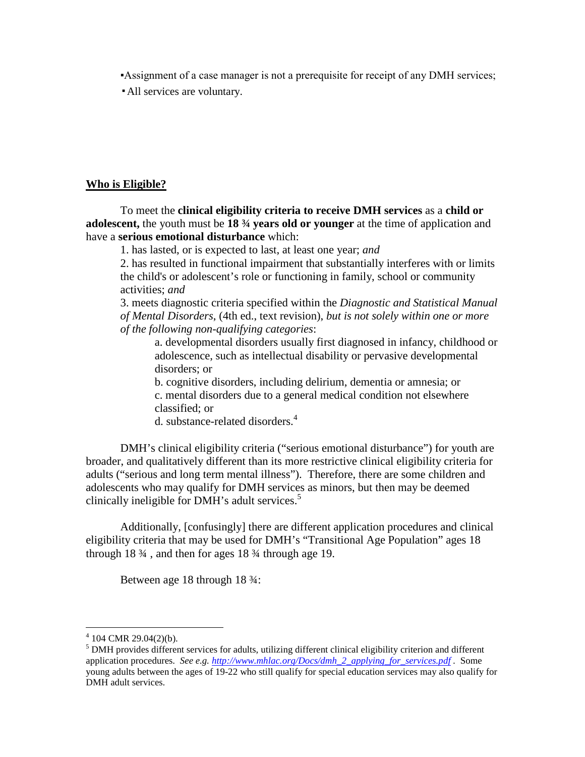- Assignment of a case manager is not a prerequisite for receipt of any DMH services;
- All services are voluntary.

**Who is Eligible?**

To meet the **clinical eligibility criteria to receive DMH services** as a **child or adolescent,** the youth must be **18 ¾ years old or younger** at the time of application and have a **serious emotional disturbance** which:

1. has lasted, or is expected to last, at least one year; *and*
2. has resulted in functional impairment that substantially interferes with or limits the child's or adolescent's role or functioning in family, school or community activities; *and*
3. meets diagnostic criteria specified within the *Diagnostic and Statistical Manual of Mental Disorders*, (4th ed., text revision), *but is not solely within one or more of the following non-qualifying categories*:
   a. developmental disorders usually first diagnosed in infancy, childhood or adolescence, such as intellectual disability or pervasive developmental disorders; or
   b. cognitive disorders, including delirium, dementia or amnesia; or
   c. mental disorders due to a general medical condition not elsewhere classified; or
   d. substance-related disorders.[4]

DMH's clinical eligibility criteria ("serious emotional disturbance") for youth are broader, and qualitatively different than its more restrictive clinical eligibility criteria for adults ("serious and long term mental illness"). Therefore, there are some children and adolescents who may qualify for DMH services as minors, but then may be deemed clinically ineligible for DMH's adult services.[5]

Additionally, [confusingly] there are different application procedures and clinical eligibility criteria that may be used for DMH's "Transitional Age Population" ages 18 through 18 ¾ , and then for ages 18 ¾ through age 19.

Between age 18 through 18 ¾:

---

[4] 104 CMR 29.04(2)(b).

[5] DMH provides different services for adults, utilizing different clinical eligibility criterion and different application procedures. *See e.g.* [http://www.mhlac.org/Docs/dmh_2_applying_for_services.pdf](http://www.mhlac.org/Docs/dmh_2_applying_for_services.pdf) . Some young adults between the ages of 19-22 who still qualify for special education services may also qualify for DMH adult services.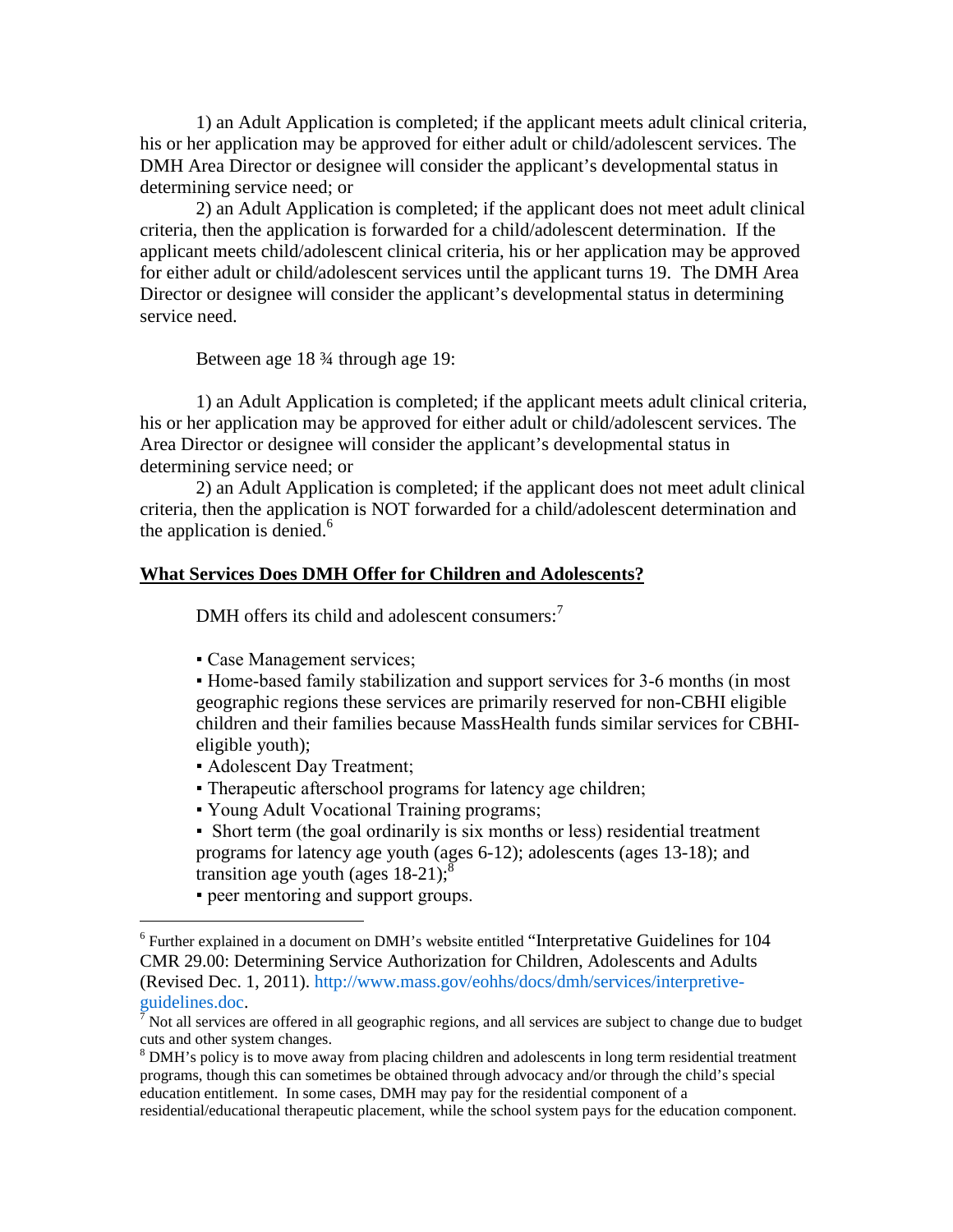1) an Adult Application is completed; if the applicant meets adult clinical criteria, his or her application may be approved for either adult or child/adolescent services. The DMH Area Director or designee will consider the applicant's developmental status in determining service need; or

2) an Adult Application is completed; if the applicant does not meet adult clinical criteria, then the application is forwarded for a child/adolescent determination. If the applicant meets child/adolescent clinical criteria, his or her application may be approved for either adult or child/adolescent services until the applicant turns 19. The DMH Area Director or designee will consider the applicant's developmental status in determining service need.

Between age 18 ¾ through age 19:

1) an Adult Application is completed; if the applicant meets adult clinical criteria, his or her application may be approved for either adult or child/adolescent services. The Area Director or designee will consider the applicant's developmental status in determining service need; or

2) an Adult Application is completed; if the applicant does not meet adult clinical criteria, then the application is NOT forwarded for a child/adolescent determination and the application is denied.[6]

## What Services Does DMH Offer for Children and Adolescents?

DMH offers its child and adolescent consumers:[7]

- Case Management services;
- Home-based family stabilization and support services for 3-6 months (in most geographic regions these services are primarily reserved for non-CBHI eligible children and their families because MassHealth funds similar services for CBHI-eligible youth);
- Adolescent Day Treatment;
- Therapeutic afterschool programs for latency age children;
- Young Adult Vocational Training programs;
- Short term (the goal ordinarily is six months or less) residential treatment programs for latency age youth (ages 6-12); adolescents (ages 13-18); and transition age youth (ages 18-21);[8]
- peer mentoring and support groups.

---

[6] Further explained in a document on DMH's website entitled "Interpretative Guidelines for 104 CMR 29.00: Determining Service Authorization for Children, Adolescents and Adults (Revised Dec. 1, 2011). http://www.mass.gov/eohhs/docs/dmh/services/interpretive-guidelines.doc.

[7] Not all services are offered in all geographic regions, and all services are subject to change due to budget cuts and other system changes.

[8] DMH's policy is to move away from placing children and adolescents in long term residential treatment programs, though this can sometimes be obtained through advocacy and/or through the child's special education entitlement. In some cases, DMH may pay for the residential component of a residential/educational therapeutic placement, while the school system pays for the education component.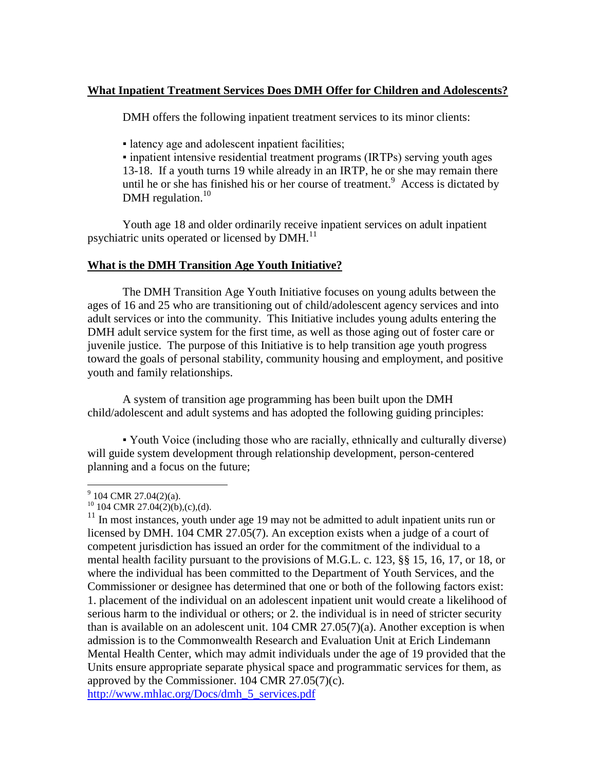## **What Inpatient Treatment Services Does DMH Offer for Children and Adolescents?**

DMH offers the following inpatient treatment services to its minor clients:

- latency age and adolescent inpatient facilities;
- inpatient intensive residential treatment programs (IRTPs) serving youth ages 13-18. If a youth turns 19 while already in an IRTP, he or she may remain there until he or she has finished his or her course of treatment.[9] Access is dictated by DMH regulation.[10]

Youth age 18 and older ordinarily receive inpatient services on adult inpatient psychiatric units operated or licensed by DMH.[11]

## **What is the DMH Transition Age Youth Initiative?**

The DMH Transition Age Youth Initiative focuses on young adults between the ages of 16 and 25 who are transitioning out of child/adolescent agency services and into adult services or into the community. This Initiative includes young adults entering the DMH adult service system for the first time, as well as those aging out of foster care or juvenile justice. The purpose of this Initiative is to help transition age youth progress toward the goals of personal stability, community housing and employment, and positive youth and family relationships.

A system of transition age programming has been built upon the DMH child/adolescent and adult systems and has adopted the following guiding principles:

- Youth Voice (including those who are racially, ethnically and culturally diverse) will guide system development through relationship development, person-centered planning and a focus on the future;

---

[9] 104 CMR 27.04(2)(a).

[10] 104 CMR 27.04(2)(b),(c),(d).

[11] In most instances, youth under age 19 may not be admitted to adult inpatient units run or licensed by DMH. 104 CMR 27.05(7). An exception exists when a judge of a court of competent jurisdiction has issued an order for the commitment of the individual to a mental health facility pursuant to the provisions of M.G.L. c. 123, §§ 15, 16, 17, or 18, or where the individual has been committed to the Department of Youth Services, and the Commissioner or designee has determined that one or both of the following factors exist: 1. placement of the individual on an adolescent inpatient unit would create a likelihood of serious harm to the individual or others; or 2. the individual is in need of stricter security than is available on an adolescent unit. 104 CMR 27.05(7)(a). Another exception is when admission is to the Commonwealth Research and Evaluation Unit at Erich Lindemann Mental Health Center, which may admit individuals under the age of 19 provided that the Units ensure appropriate separate physical space and programmatic services for them, as approved by the Commissioner. 104 CMR 27.05(7)(c).

http://www.mhlac.org/Docs/dmh_5_services.pdf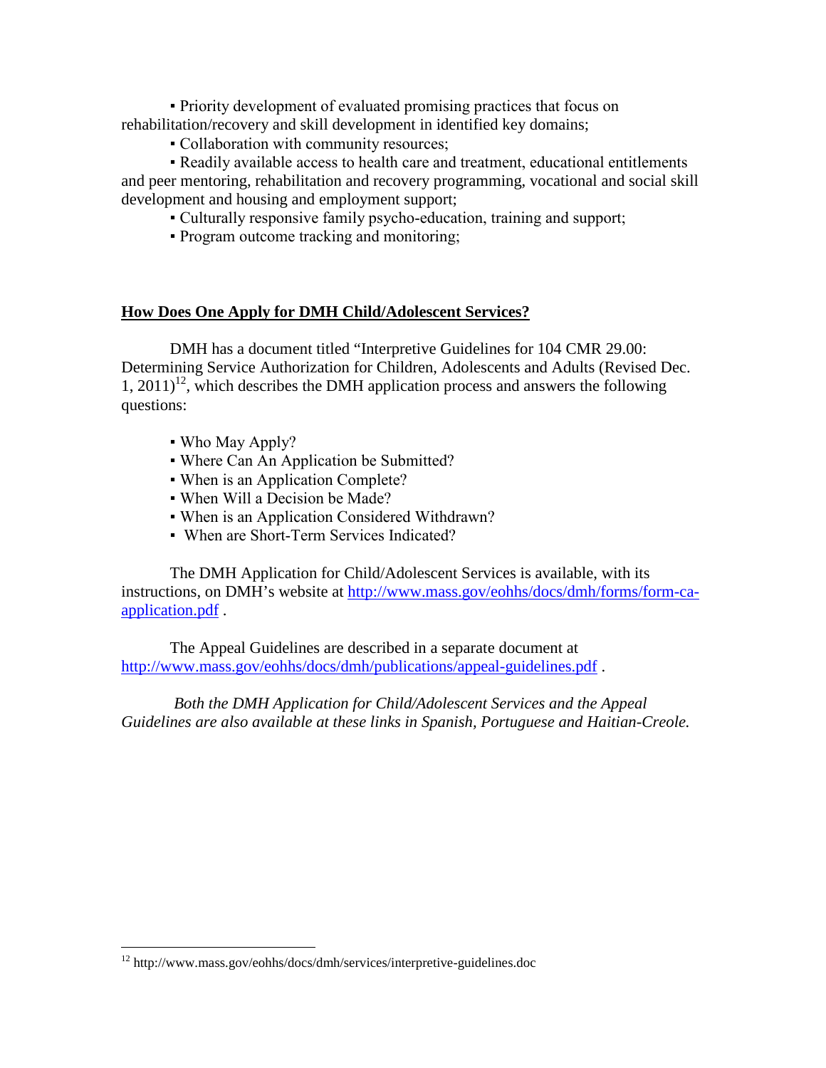- Priority development of evaluated promising practices that focus on rehabilitation/recovery and skill development in identified key domains;
- Collaboration with community resources;
- Readily available access to health care and treatment, educational entitlements and peer mentoring, rehabilitation and recovery programming, vocational and social skill development and housing and employment support;
- Culturally responsive family psycho-education, training and support;
- Program outcome tracking and monitoring;

**How Does One Apply for DMH Child/Adolescent Services?**

DMH has a document titled "Interpretive Guidelines for 104 CMR 29.00: Determining Service Authorization for Children, Adolescents and Adults (Revised Dec. 1, 2011)[12], which describes the DMH application process and answers the following questions:

- Who May Apply?
- Where Can An Application be Submitted?
- When is an Application Complete?
- When Will a Decision be Made?
- When is an Application Considered Withdrawn?
- When are Short-Term Services Indicated?

The DMH Application for Child/Adolescent Services is available, with its instructions, on DMH's website at [http://www.mass.gov/eohhs/docs/dmh/forms/form-ca-application.pdf](http://www.mass.gov/eohhs/docs/dmh/forms/form-ca-application.pdf) .

The Appeal Guidelines are described in a separate document at [http://www.mass.gov/eohhs/docs/dmh/publications/appeal-guidelines.pdf](http://www.mass.gov/eohhs/docs/dmh/publications/appeal-guidelines.pdf) .

*Both the DMH Application for Child/Adolescent Services and the Appeal Guidelines are also available at these links in Spanish, Portuguese and Haitian-Creole.*

---

[12] http://www.mass.gov/eohhs/docs/dmh/services/interpretive-guidelines.doc